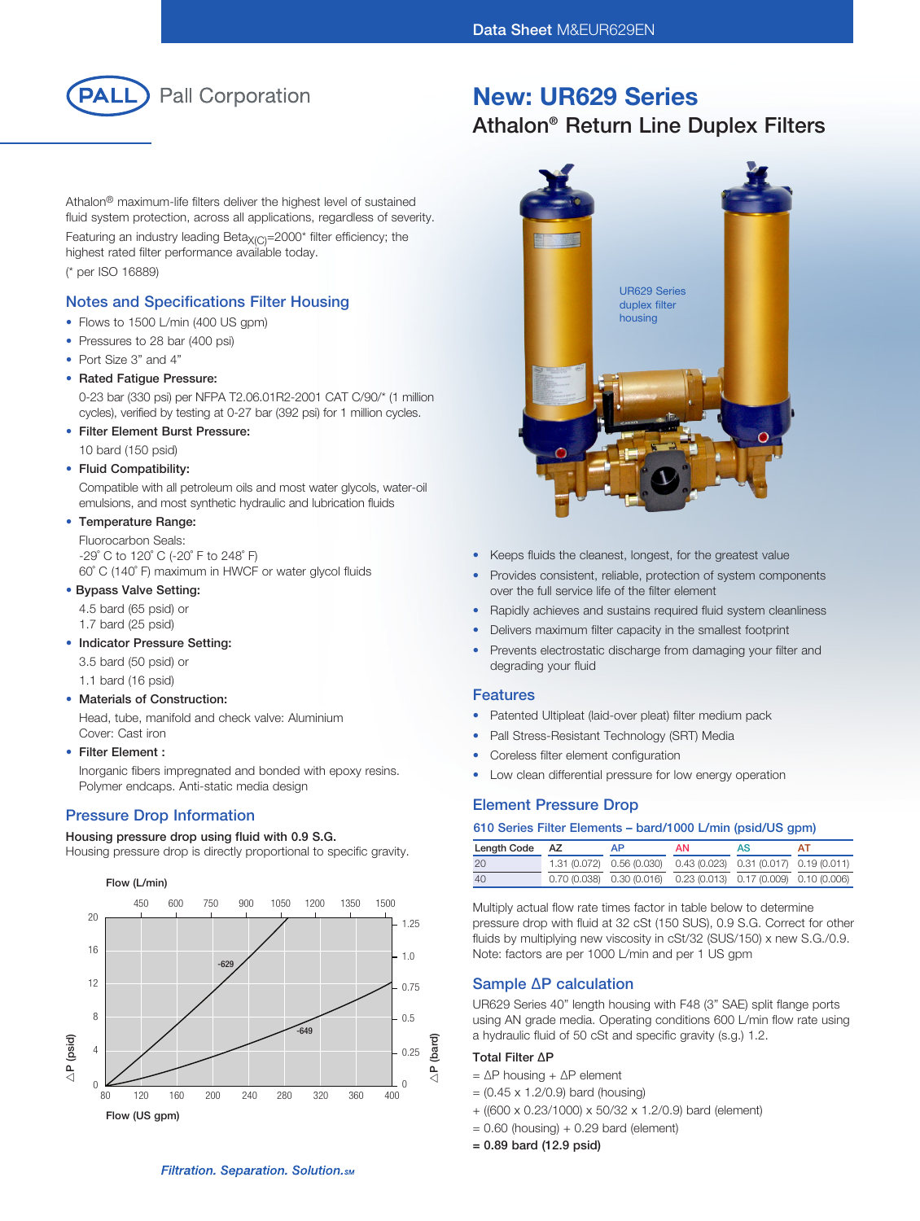Data Sheet M&EUR629EN

Pall Corporation

# New: UR629 Series

## Athalon® Return Line Duplex Filters

Athalon® maximum-life filters deliver the highest level of sustained fluid system protection, across all applications, regardless of severity.

Featuring an industry leading $Beta_{X(C)}$=2000* filter efficiency; the highest rated filter performance available today.

(* per ISO 16889)

UR629 Series duplex filter housing

- Keeps fluids the cleanest, longest, for the greatest value
- Provides consistent, reliable, protection of system components over the full service life of the filter element
- Rapidly achieves and sustains required fluid system cleanliness
- Delivers maximum filter capacity in the smallest footprint
- Prevents electrostatic discharge from damaging your filter and degrading your fluid

### Notes and Specifications Filter Housing

- Flows to 1500 L/min (400 US gpm)
- Pressures to 28 bar (400 psi)
- Port Size 3" and 4"
- **Rated Fatigue Pressure:**
  0-23 bar (330 psi) per NFPA T2.06.01R2-2001 CAT C/90/* (1 million cycles), verified by testing at 0-27 bar (392 psi) for 1 million cycles.
- **Filter Element Burst Pressure:**
  10 bard (150 psid)
- **Fluid Compatibility:**
  Compatible with all petroleum oils and most water glycols, water-oil emulsions, and most synthetic hydraulic and lubrication fluids
- **Temperature Range:**
  Fluorocarbon Seals:
  -29° C to 120° C (-20° F to 248° F)
  60° C (140° F) maximum in HWCF or water glycol fluids
- **Bypass Valve Setting:**
  4.5 bard (65 psid) or
  1.7 bard (25 psid)
- **Indicator Pressure Setting:**
  3.5 bard (50 psid) or
  1.1 bard (16 psid)
- **Materials of Construction:**
  Head, tube, manifold and check valve: Aluminium
  Cover: Cast iron
- **Filter Element :**
  Inorganic fibers impregnated and bonded with epoxy resins. Polymer endcaps. Anti-static media design

### Pressure Drop Information

**Housing pressure drop using fluid with 0.9 S.G.**
Housing pressure drop is directly proportional to specific gravity.

Flow (L/min): 450, 600, 750, 900, 1050, 1200, 1350, 1500
ΔP (psid): 0, 4, 8, 12, 16, 20
ΔP (bard): 0, 0.25, 0.5, 0.75, 1.0, 1.25
Flow (US gpm): 80, 120, 160, 200, 240, 280, 320, 360, 400
Curves: -629, -649

### Features

- Patented Ultipleat (laid-over pleat) filter medium pack
- Pall Stress-Resistant Technology (SRT) Media
- Coreless filter element configuration
- Low clean differential pressure for low energy operation

### Element Pressure Drop

**610 Series Filter Elements – bard/1000 L/min (psid/US gpm)**

| Length Code | AZ | AP | AN | AS | AT |
|---|---|---|---|---|---|
| 20 | 1.31 (0.072) | 0.56 (0.030) | 0.43 (0.023) | 0.31 (0.017) | 0.19 (0.011) |
| 40 | 0.70 (0.038) | 0.30 (0.016) | 0.23 (0.013) | 0.17 (0.009) | 0.10 (0.006) |

Multiply actual flow rate times factor in table below to determine pressure drop with fluid at 32 cSt (150 SUS), 0.9 S.G. Correct for other fluids by multiplying new viscosity in cSt/32 (SUS/150) x new S.G./0.9. Note: factors are per 1000 L/min and per 1 US gpm

### Sample ΔP calculation

UR629 Series 40" length housing with F48 (3" SAE) split flange ports using AN grade media. Operating conditions 600 L/min flow rate using a hydraulic fluid of 50 cSt and specific gravity (s.g.) 1.2.

**Total Filter ΔP**

= ΔP housing + ΔP element
= (0.45 x 1.2/0.9) bard (housing)
+ ((600 x 0.23/1000) x 50/32 x 1.2/0.9) bard (element)
= 0.60 (housing) + 0.29 bard (element)
**= 0.89 bard (12.9 psid)**

*Filtration. Separation. Solution.SM*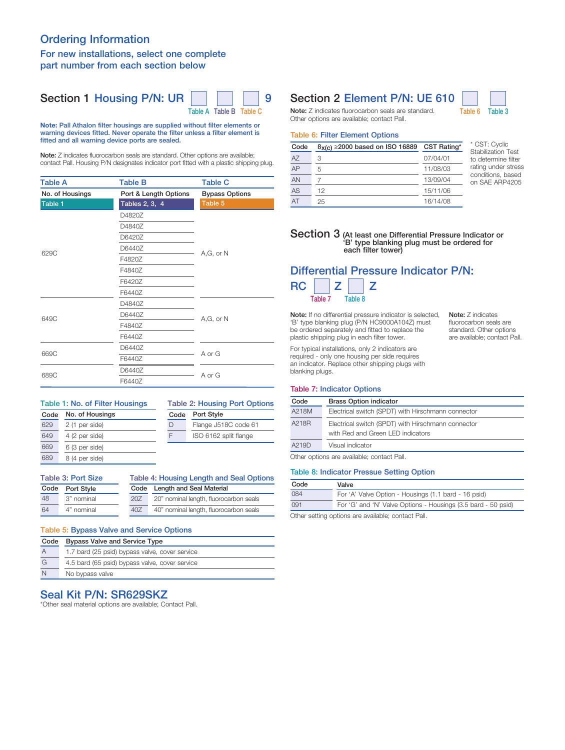# Ordering Information

## For new installations, select one complete part number from each section below

## Section 1 Housing P/N: UR [Table A] [Table B] [Table C] 9

**Note: Pall Athalon filter housings are supplied without filter elements or warning devices fitted. Never operate the filter unless a filter element is fitted and all warning device ports are sealed.**

**Note:** Z indicates fluorocarbon seals are standard. Other options are available; contact Pall. Housing P/N designates indicator port fitted with a plastic shipping plug.

| Table A | Table B | Table C |
|---|---|---|
| No. of Housings | Port & Length Options | Bypass Options |
| Table 1 | Tables 2, 3, 4 | Table 5 |
| 629C | D4820Z | A,G, or N |
| | D4840Z | |
| | D6420Z | |
| | D6440Z | |
| | F4820Z | |
| | F4840Z | |
| | F6420Z | |
| | F6440Z | |
| 649C | D4840Z | A,G, or N |
| | D6440Z | |
| | F4840Z | |
| | F6440Z | |
| 669C | D6440Z | A or G |
| | F6440Z | |
| 689C | D6440Z | A or G |
| | F6440Z | |

### Table 1: No. of Filter Housings

| Code | No. of Housings |
|---|---|
| 629 | 2 (1 per side) |
| 649 | 4 (2 per side) |
| 669 | 6 (3 per side) |
| 689 | 8 (4 per side) |

### Table 2: Housing Port Options

| Code | Port Style |
|---|---|
| D | Flange J518C code 61 |
| F | ISO 6162 split flange |

### Table 3: Port Size

| Code | Port Style |
|---|---|
| 48 | 3" nominal |
| 64 | 4" nominal |

### Table 4: Housing Length and Seal Options

| Code | Length and Seal Material |
|---|---|
| 20Z | 20" nominal length, fluorocarbon seals |
| 40Z | 40" nominal length, fluorocarbon seals |

### Table 5: Bypass Valve and Service Options

| Code | Bypass Valve and Service Type |
|---|---|
| A | 1.7 bard (25 psid) bypass valve, cover service |
| G | 4.5 bard (65 psid) bypass valve, cover service |
| N | No bypass valve |

## Seal Kit P/N: SR629SKZ

*Other seal material options are available; Contact Pall.

## Section 2 Element P/N: UE 610 [Table 6] [Table 3]

**Note:** Z indicates fluorocarbon seals are standard. Other options are available; contact Pall.

### Table 6: Filter Element Options

| Code | $\beta_{x(c)} \geq 2000$ based on ISO 16889 | CST Rating* |
|---|---|---|
| AZ | 3 | 07/04/01 |
| AP | 5 | 11/08/03 |
| AN | 7 | 13/09/04 |
| AS | 12 | 15/11/06 |
| AT | 25 | 16/14/08 |

\* CST: Cyclic Stabilization Test to determine filter rating under stress conditions, based on SAE ARP4205

## Section 3 (At least one Differential Pressure Indicator or 'B' type blanking plug must be ordered for each filter tower)

## Differential Pressure Indicator P/N:

RC [Table 7] Z [Table 8] Z

**Note:** If no differential pressure indicator is selected, 'B' type blanking plug (P/N HC9000A104Z) must be ordered separately and fitted to replace the plastic shipping plug in each filter tower.

For typical installations, only 2 indicators are required - only one housing per side requires an indicator. Replace other shipping plugs with blanking plugs.

**Note:** Z indicates fluorocarbon seals are standard. Other options are available; contact Pall.

### Table 7: Indicator Options

| Code | Brass Option indicator |
|---|---|
| A218M | Electrical switch (SPDT) with Hirschmann connector |
| A218R | Electrical switch (SPDT) with Hirschmann connector with Red and Green LED indicators |
| A219D | Visual indicator |

Other options are available; contact Pall.

### Table 8: Indicator Pressue Setting Option

| Code | Valve |
|---|---|
| 084 | For 'A' Valve Option - Housings (1.1 bard - 16 psid) |
| 091 | For 'G' and 'N' Valve Options - Housings (3.5 bard - 50 psid) |

Other setting options are available; contact Pall.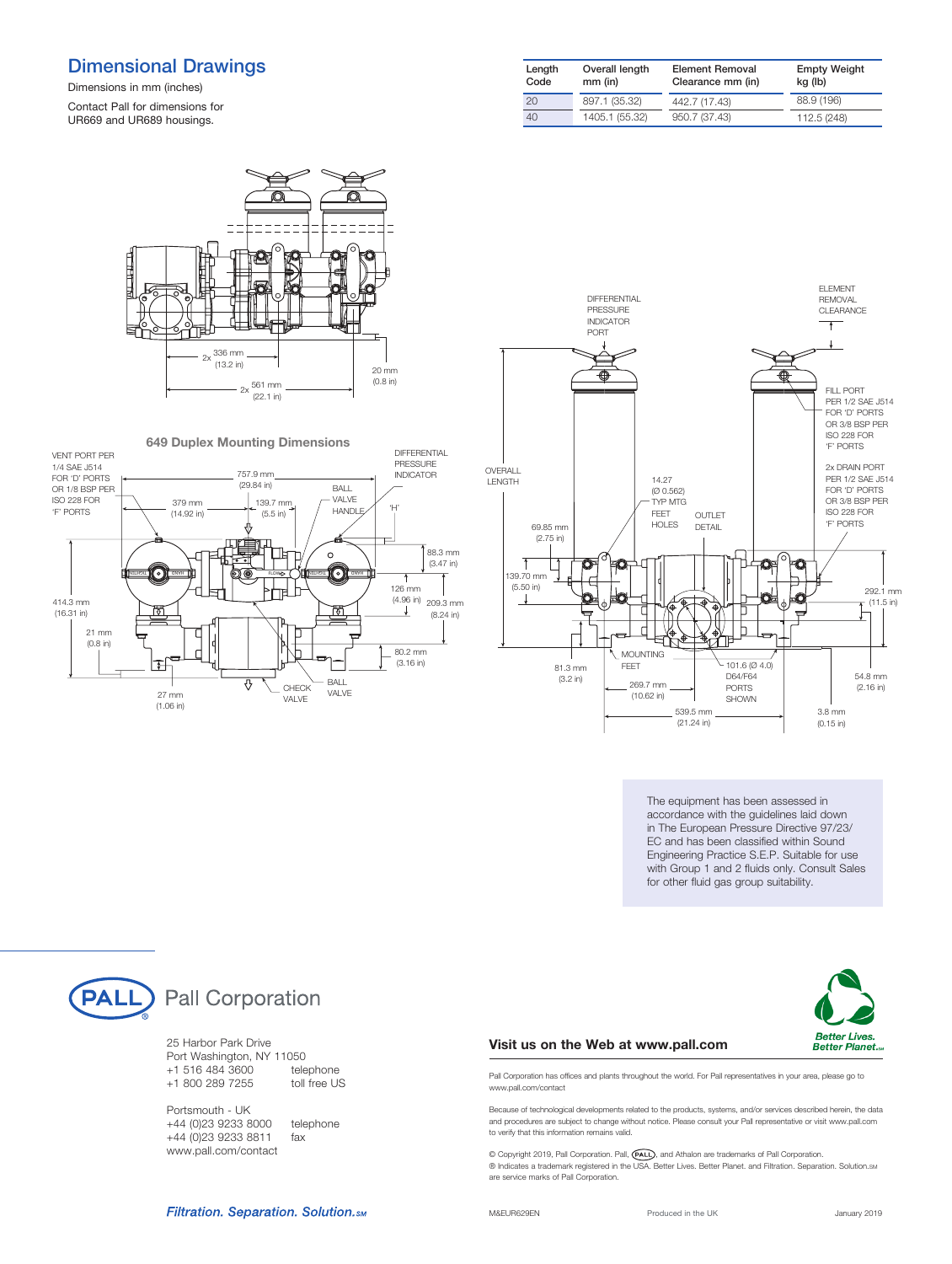## Dimensional Drawings

Dimensions in mm (inches)

Contact Pall for dimensions for UR669 and UR689 housings.

| Length Code | Overall length mm (in) | Element Removal Clearance mm (in) | Empty Weight kg (lb) |
|---|---|---|---|
| 20 | 897.1 (35.32) | 442.7 (17.43) | 88.9 (196) |
| 40 | 1405.1 (55.32) | 950.7 (37.43) | 112.5 (248) |

2x 336 mm (13.2 in)
2x 561 mm (22.1 in)
20 mm (0.8 in)

### 649 Duplex Mounting Dimensions

VENT PORT PER 1/4 SAE J514 FOR 'D' PORTS OR 1/8 BSP PER ISO 228 FOR 'F' PORTS
DIFFERENTIAL PRESSURE INDICATOR
757.9 mm (29.84 in)
379 mm (14.92 in)
139.7 mm (5.5 in)
BALL VALVE HANDLE
'H'
88.3 mm (3.47 in)
126 mm (4.96 in)
209.3 mm (8.24 in)
414.3 mm (16.31 in)
21 mm (0.8 in)
80.2 mm (3.16 in)
27 mm (1.06 in)
CHECK VALVE
BALL VALVE

DIFFERENTIAL PRESSURE INDICATOR PORT
ELEMENT REMOVAL CLEARANCE
FILL PORT PER 1/2 SAE J514 FOR 'D' PORTS OR 3/8 BSP PER ISO 228 FOR 'F' PORTS
2x DRAIN PORT PER 1/2 SAE J514 FOR 'D' PORTS OR 3/8 BSP PER ISO 228 FOR 'F' PORTS
OVERALL LENGTH
14.27 (Ø 0.562) TYP MTG FEET HOLES
OUTLET DETAIL
69.85 mm (2.75 in)
139.70 mm (5.50 in)
292.1 mm (11.5 in)
81.3 mm (3.2 in)
MOUNTING FEET
101.6 (Ø 4.0) D64/F64 PORTS SHOWN
269.7 mm (10.62 in)
54.8 mm (2.16 in)
539.5 mm (21.24 in)
3.8 mm (0.15 in)

The equipment has been assessed in accordance with the guidelines laid down in The European Pressure Directive 97/23/EC and has been classified within Sound Engineering Practice S.E.P. Suitable for use with Group 1 and 2 fluids only. Consult Sales for other fluid gas group suitability.

**Pall Corporation**

25 Harbor Park Drive
Port Washington, NY 11050
+1 516 484 3600 telephone
+1 800 289 7255 toll free US

Portsmouth - UK
+44 (0)23 9233 8000 telephone
+44 (0)23 9233 8811 fax
www.pall.com/contact

**Visit us on the Web at www.pall.com**

*Better Lives. Better Planet.*SM

Pall Corporation has offices and plants throughout the world. For Pall representatives in your area, please go to www.pall.com/contact

Because of technological developments related to the products, systems, and/or services described herein, the data and procedures are subject to change without notice. Please consult your Pall representative or visit www.pall.com to verify that this information remains valid.

© Copyright 2019, Pall Corporation. Pall, (PALL), and Athalon are trademarks of Pall Corporation. ® Indicates a trademark registered in the USA. Better Lives. Better Planet. and Filtration. Separation. Solution.SM are service marks of Pall Corporation.

*Filtration. Separation. Solution.*SM

M&EUR629EN Produced in the UK January 2019